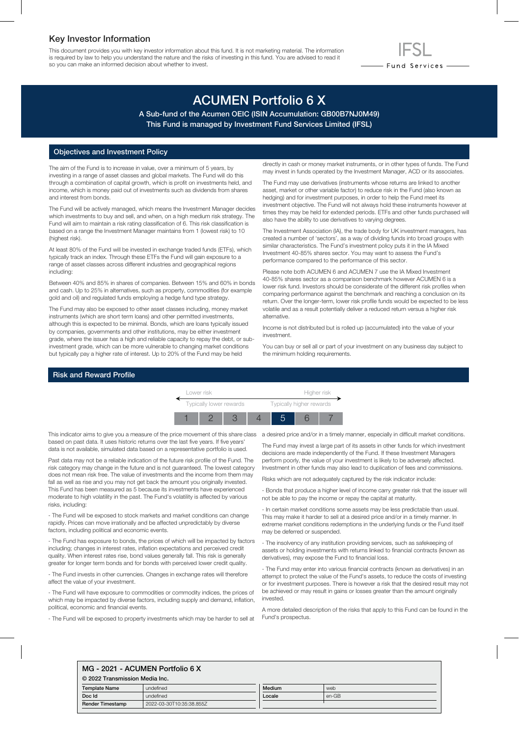## Key Investor Information

This document provides you with key investor information about this fund. It is not marketing material. The information is required by law to help you understand the nature and the risks of investing in this fund. You are advised to read it so you can make an informed decision about whether to invest.

IFSL Fund Services

# ACUMEN Portfolio 6 X

**A Sub-fund of the Acumen OEIC (ISIN Accumulation: GB00B7NJ0M49)**

**This Fund is managed by Investment Fund Services Limited (IFSL)**

## Objectives and Investment Policy

The aim of the Fund is to increase in value, over a minimum of 5 years, by investing in a range of asset classes and global markets. The Fund will do this through a combination of capital growth, which is profit on investments held, and income, which is money paid out of investments such as dividends from shares and interest from bonds.

The Fund will be actively managed, which means the Investment Manager decides which investments to buy and sell, and when, on a high medium risk strategy. The Fund will aim to maintain a risk rating classification of 6. This risk classification is based on a range the Investment Manager maintains from 1 (lowest risk) to 10 (highest risk).

At least 80% of the Fund will be invested in exchange traded funds (ETFs), which typically track an index. Through these ETFs the Fund will gain exposure to a range of asset classes across different industries and geographical regions including:

Between 40% and 85% in shares of companies. Between 15% and 60% in bonds and cash. Up to 25% in alternatives, such as property, commodities (for example gold and oil) and regulated funds employing a hedge fund type strategy.

The Fund may also be exposed to other asset classes including, money market instruments (which are short term loans) and other permitted investments, although this is expected to be minimal. Bonds, which are loans typically issued by companies, governments and other institutions, may be either investment grade, where the issuer has a high and reliable capacity to repay the debt, or sub-investment grade, which can be more vulnerable to changing market conditions but typically pay a higher rate of interest. Up to 20% of the Fund may be held directly in cash or money market instruments, or in other types of funds. The Fund may invest in funds operated by the Investment Manager, ACD or its associates.

The Fund may use derivatives (instruments whose returns are linked to another asset, market or other variable factor) to reduce risk in the Fund (also known as hedging) and for investment purposes, in order to help the Fund meet its investment objective. The Fund will not always hold these instruments however at times they may be held for extended periods. ETFs and other funds purchased will also have the ability to use derivatives to varying degrees.

The Investment Association (IA), the trade body for UK investment managers, has created a number of 'sectors', as a way of dividing funds into broad groups with similar characteristics. The Fund's investment policy puts it in the IA Mixed Investment 40-85% shares sector. You may want to assess the Fund's performance compared to the performance of this sector.

Please note both ACUMEN 6 and ACUMEN 7 use the IA Mixed Investment 40-85% shares sector as a comparison benchmark however ACUMEN 6 is a lower risk fund. Investors should be considerate of the different risk profiles when comparing performance against the benchmark and reaching a conclusion on its return. Over the longer-term, lower risk profile funds would be expected to be less volatile and as a result potentially deliver a reduced return versus a higher risk alternative.

Income is not distributed but is rolled up (accumulated) into the value of your investment.

You can buy or sell all or part of your investment on any business day subject to the minimum holding requirements.

## Risk and Reward Profile

| Lower risk | | | | | | Higher risk |
|---|---|---|---|---|---|---|
| Typically lower rewards | | | | | | Typically higher rewards |
| 1 | 2 | 3 | 4 | **5** | 6 | 7 |

This indicator aims to give you a measure of the price movement of this share class based on past data. It uses historic returns over the last five years. If five years' data is not available, simulated data based on a representative portfolio is used.

Past data may not be a reliable indication of the future risk profile of the Fund. The risk category may change in the future and is not guaranteed. The lowest category does not mean risk free. The value of investments and the income from them may fall as well as rise and you may not get back the amount you originally invested. This Fund has been measured as 5 because its investments have experienced moderate to high volatility in the past. The Fund's volatility is affected by various risks, including:

- The Fund will be exposed to stock markets and market conditions can change rapidly. Prices can move irrationally and be affected unpredictably by diverse factors, including political and economic events.

- The Fund has exposure to bonds, the prices of which will be impacted by factors including; changes in interest rates, inflation expectations and perceived credit quality. When interest rates rise, bond values generally fall. This risk is generally greater for longer term bonds and for bonds with perceived lower credit quality.

- The Fund invests in other currencies. Changes in exchange rates will therefore affect the value of your investment.

- The Fund will have exposure to commodities or commodity indices, the prices of which may be impacted by diverse factors, including supply and demand, inflation, political, economic and financial events.

- The Fund will be exposed to property investments which may be harder to sell at a desired price and/or in a timely manner, especially in difficult market conditions.

The Fund may invest a large part of its assets in other funds for which investment decisions are made independently of the Fund. If these Investment Managers perform poorly, the value of your investment is likely to be adversely affected. Investment in other funds may also lead to duplication of fees and commissions.

Risks which are not adequately captured by the risk indicator include:

- Bonds that produce a higher level of income carry greater risk that the issuer will not be able to pay the income or repay the capital at maturity.

- In certain market conditions some assets may be less predictable than usual. This may make it harder to sell at a desired price and/or in a timely manner. In extreme market conditions redemptions in the underlying funds or the Fund itself may be deferred or suspended.

- The insolvency of any institution providing services, such as safekeeping of assets or holding investments with returns linked to financial contracts (known as derivatives), may expose the Fund to financial loss.

- The Fund may enter into various financial contracts (known as derivatives) in an attempt to protect the value of the Fund's assets, to reduce the costs of investing or for investment purposes. There is however a risk that the desired result may not be achieved or may result in gains or losses greater than the amount originally invested.

A more detailed description of the risks that apply to this Fund can be found in the Fund's prospectus.

**MG - 2021 - ACUMEN Portfolio 6 X**

**© 2022 Transmission Media Inc.**

| Template Name | undefined | Medium | web |
|---|---|---|---|
| Doc Id | undefined | Locale | en-GB |
| Render Timestamp | 2022-03-30T10:35:38.855Z | | |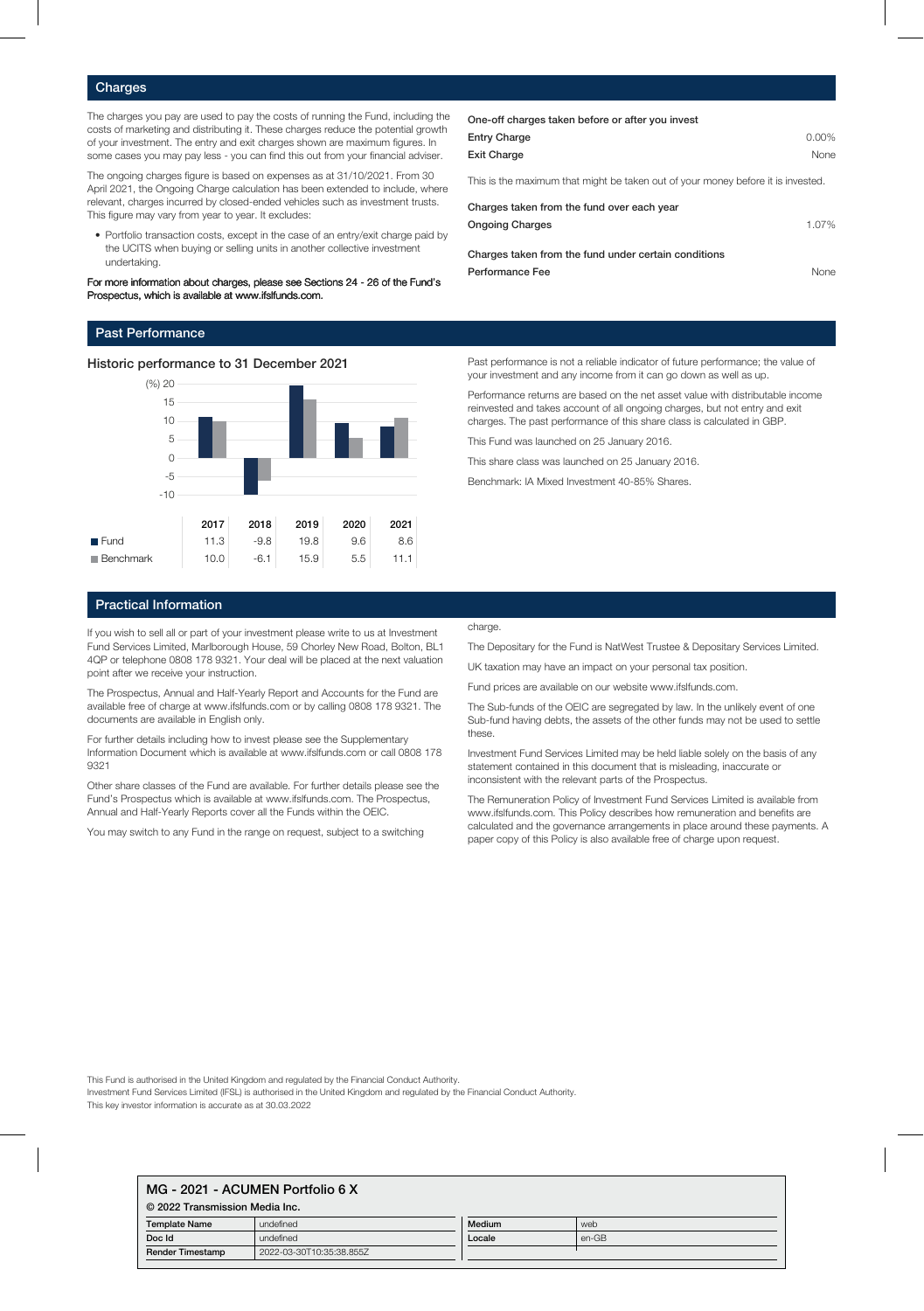## Charges

The charges you pay are used to pay the costs of running the Fund, including the costs of marketing and distributing it. These charges reduce the potential growth of your investment. The entry and exit charges shown are maximum figures. In some cases you may pay less - you can find this out from your financial adviser.

The ongoing charges figure is based on expenses as at 31/10/2021. From 30 April 2021, the Ongoing Charge calculation has been extended to include, where relevant, charges incurred by closed-ended vehicles such as investment trusts. This figure may vary from year to year. It excludes:

- Portfolio transaction costs, except in the case of an entry/exit charge paid by the UCITS when buying or selling units in another collective investment undertaking.

**For more information about charges, please see Sections 24 - 26 of the Fund's Prospectus, which is available at www.ifslfunds.com.**

| | |
|---|---|
| **One-off charges taken before or after you invest** | |
| **Entry Charge** | 0.00% |
| **Exit Charge** | None |
| This is the maximum that might be taken out of your money before it is invested. | |
| **Charges taken from the fund over each year** | |
| **Ongoing Charges** | 1.07% |
| **Charges taken from the fund under certain conditions** | |
| **Performance Fee** | None |

## Past Performance

### Historic performance to 31 December 2021

(%) 20
15
10
5
0
-5
-10

| | 2017 | 2018 | 2019 | 2020 | 2021 |
|---|---|---|---|---|---|
| Fund | 11.3 | -9.8 | 19.8 | 9.6 | 8.6 |
| Benchmark | 10.0 | -6.1 | 15.9 | 5.5 | 11.1 |

Past performance is not a reliable indicator of future performance; the value of your investment and any income from it can go down as well as up.

Performance returns are based on the net asset value with distributable income reinvested and takes account of all ongoing charges, but not entry and exit charges. The past performance of this share class is calculated in GBP.

This Fund was launched on 25 January 2016.

This share class was launched on 25 January 2016.

Benchmark: IA Mixed Investment 40-85% Shares.

## Practical Information

If you wish to sell all or part of your investment please write to us at Investment Fund Services Limited, Marlborough House, 59 Chorley New Road, Bolton, BL1 4QP or telephone 0808 178 9321. Your deal will be placed at the next valuation point after we receive your instruction.

The Prospectus, Annual and Half-Yearly Report and Accounts for the Fund are available free of charge at www.ifslfunds.com or by calling 0808 178 9321. The documents are available in English only.

For further details including how to invest please see the Supplementary Information Document which is available at www.ifslfunds.com or call 0808 178 9321

Other share classes of the Fund are available. For further details please see the Fund's Prospectus which is available at www.ifslfunds.com. The Prospectus, Annual and Half-Yearly Reports cover all the Funds within the OEIC.

You may switch to any Fund in the range on request, subject to a switching charge.

The Depositary for the Fund is NatWest Trustee & Depositary Services Limited.

UK taxation may have an impact on your personal tax position.

Fund prices are available on our website www.ifslfunds.com.

The Sub-funds of the OEIC are segregated by law. In the unlikely event of one Sub-fund having debts, the assets of the other funds may not be used to settle these.

Investment Fund Services Limited may be held liable solely on the basis of any statement contained in this document that is misleading, inaccurate or inconsistent with the relevant parts of the Prospectus.

The Remuneration Policy of Investment Fund Services Limited is available from www.ifslfunds.com. This Policy describes how remuneration and benefits are calculated and the governance arrangements in place around these payments. A paper copy of this Policy is also available free of charge upon request.

This Fund is authorised in the United Kingdom and regulated by the Financial Conduct Authority.
Investment Fund Services Limited (IFSL) is authorised in the United Kingdom and regulated by the Financial Conduct Authority.
This key investor information is accurate as at 30.03.2022